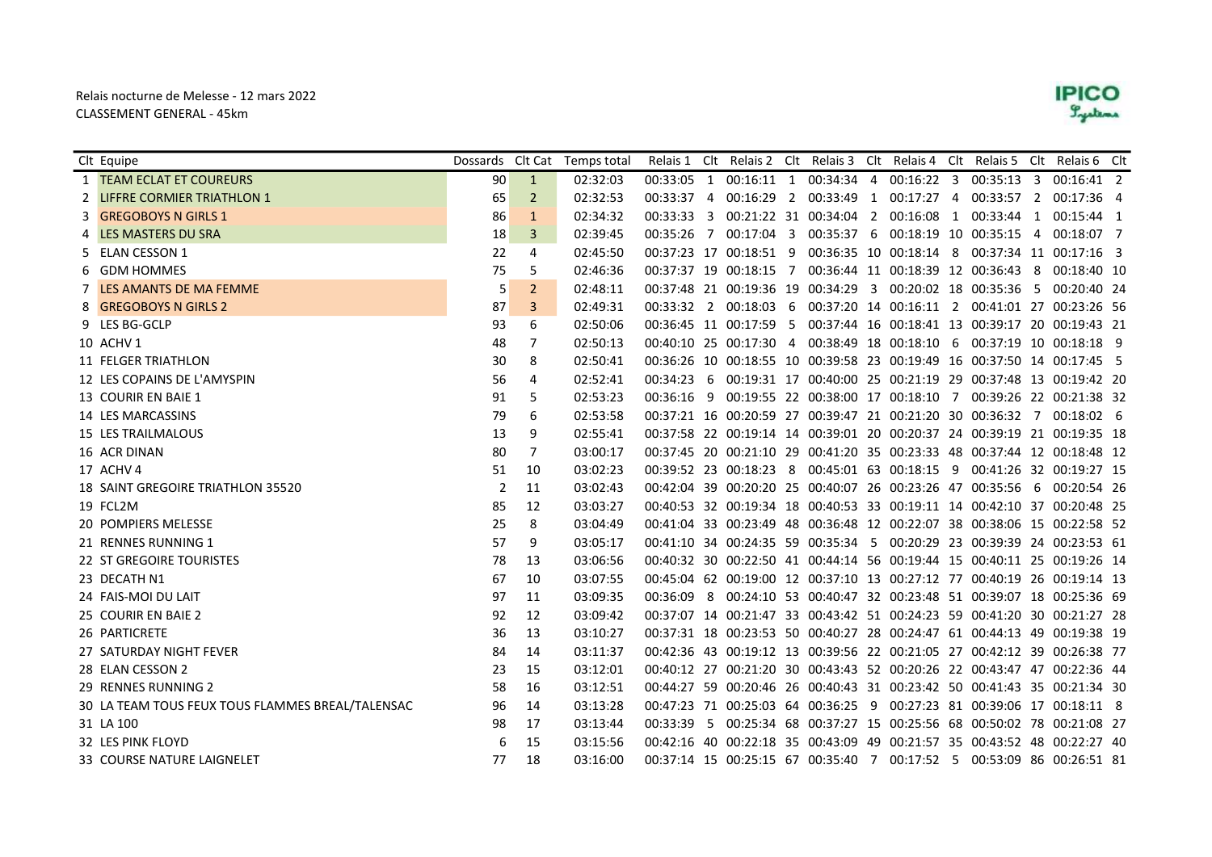Relais nocturne de Melesse - 12 mars 2022
CLASSEMENT GENERAL - 45km

IPICO Systems

| Clt | Equipe | Dossards | Clt Cat | Temps total | Relais 1 | Clt | Relais 2 | Clt | Relais 3 | Clt | Relais 4 | Clt | Relais 5 | Clt | Relais 6 | Clt |
|---|---|---|---|---|---|---|---|---|---|---|---|---|---|---|---|---|
| 1 | TEAM ECLAT ET COUREURS | 90 | 1 | 02:32:03 | 00:33:05 | 1 | 00:16:11 | 1 | 00:34:34 | 4 | 00:16:22 | 3 | 00:35:13 | 3 | 00:16:41 | 2 |
| 2 | LIFFRE CORMIER TRIATHLON 1 | 65 | 2 | 02:32:53 | 00:33:37 | 4 | 00:16:29 | 2 | 00:33:49 | 1 | 00:17:27 | 4 | 00:33:57 | 2 | 00:17:36 | 4 |
| 3 | GREGOBOYS N GIRLS 1 | 86 | 1 | 02:34:32 | 00:33:33 | 3 | 00:21:22 | 31 | 00:34:04 | 2 | 00:16:08 | 1 | 00:33:44 | 1 | 00:15:44 | 1 |
| 4 | LES MASTERS DU SRA | 18 | 3 | 02:39:45 | 00:35:26 | 7 | 00:17:04 | 3 | 00:35:37 | 6 | 00:18:19 | 10 | 00:35:15 | 4 | 00:18:07 | 7 |
| 5 | ELAN CESSON 1 | 22 | 4 | 02:45:50 | 00:37:23 | 17 | 00:18:51 | 9 | 00:36:35 | 10 | 00:18:14 | 8 | 00:37:34 | 11 | 00:17:16 | 3 |
| 6 | GDM HOMMES | 75 | 5 | 02:46:36 | 00:37:37 | 19 | 00:18:15 | 7 | 00:36:44 | 11 | 00:18:39 | 12 | 00:36:43 | 8 | 00:18:40 | 10 |
| 7 | LES AMANTS DE MA FEMME | 5 | 2 | 02:48:11 | 00:37:48 | 21 | 00:19:36 | 19 | 00:34:29 | 3 | 00:20:02 | 18 | 00:35:36 | 5 | 00:20:40 | 24 |
| 8 | GREGOBOYS N GIRLS 2 | 87 | 3 | 02:49:31 | 00:33:32 | 2 | 00:18:03 | 6 | 00:37:20 | 14 | 00:16:11 | 2 | 00:41:01 | 27 | 00:23:26 | 56 |
| 9 | LES BG-GCLP | 93 | 6 | 02:50:06 | 00:36:45 | 11 | 00:17:59 | 5 | 00:37:44 | 16 | 00:18:41 | 13 | 00:39:17 | 20 | 00:19:43 | 21 |
| 10 | ACHV 1 | 48 | 7 | 02:50:13 | 00:40:10 | 25 | 00:17:30 | 4 | 00:38:49 | 18 | 00:18:10 | 6 | 00:37:19 | 10 | 00:18:18 | 9 |
| 11 | FELGER TRIATHLON | 30 | 8 | 02:50:41 | 00:36:26 | 10 | 00:18:55 | 10 | 00:39:58 | 23 | 00:19:49 | 16 | 00:37:50 | 14 | 00:17:45 | 5 |
| 12 | LES COPAINS DE L'AMYSPIN | 56 | 4 | 02:52:41 | 00:34:23 | 6 | 00:19:31 | 17 | 00:40:00 | 25 | 00:21:19 | 29 | 00:37:48 | 13 | 00:19:42 | 20 |
| 13 | COURIR EN BAIE 1 | 91 | 5 | 02:53:23 | 00:36:16 | 9 | 00:19:55 | 22 | 00:38:00 | 17 | 00:18:10 | 7 | 00:39:26 | 22 | 00:21:38 | 32 |
| 14 | LES MARCASSINS | 79 | 6 | 02:53:58 | 00:37:21 | 16 | 00:20:59 | 27 | 00:39:47 | 21 | 00:21:20 | 30 | 00:36:32 | 7 | 00:18:02 | 6 |
| 15 | LES TRAILMALOUS | 13 | 9 | 02:55:41 | 00:37:58 | 22 | 00:19:14 | 14 | 00:39:01 | 20 | 00:20:37 | 24 | 00:39:19 | 21 | 00:19:35 | 18 |
| 16 | ACR DINAN | 80 | 7 | 03:00:17 | 00:37:45 | 20 | 00:21:10 | 29 | 00:41:20 | 35 | 00:23:33 | 48 | 00:37:44 | 12 | 00:18:48 | 12 |
| 17 | ACHV 4 | 51 | 10 | 03:02:23 | 00:39:52 | 23 | 00:18:23 | 8 | 00:45:01 | 63 | 00:18:15 | 9 | 00:41:26 | 32 | 00:19:27 | 15 |
| 18 | SAINT GREGOIRE TRIATHLON 35520 | 2 | 11 | 03:02:43 | 00:42:04 | 39 | 00:20:20 | 25 | 00:40:07 | 26 | 00:23:26 | 47 | 00:35:56 | 6 | 00:20:54 | 26 |
| 19 | FCL2M | 85 | 12 | 03:03:27 | 00:40:53 | 32 | 00:19:34 | 18 | 00:40:53 | 33 | 00:19:11 | 14 | 00:42:10 | 37 | 00:20:48 | 25 |
| 20 | POMPIERS MELESSE | 25 | 8 | 03:04:49 | 00:41:04 | 33 | 00:23:49 | 48 | 00:36:48 | 12 | 00:22:07 | 38 | 00:38:06 | 15 | 00:22:58 | 52 |
| 21 | RENNES RUNNING 1 | 57 | 9 | 03:05:17 | 00:41:10 | 34 | 00:24:35 | 59 | 00:35:34 | 5 | 00:20:29 | 23 | 00:39:39 | 24 | 00:23:53 | 61 |
| 22 | ST GREGOIRE TOURISTES | 78 | 13 | 03:06:56 | 00:40:32 | 30 | 00:22:50 | 41 | 00:44:14 | 56 | 00:19:44 | 15 | 00:40:11 | 25 | 00:19:26 | 14 |
| 23 | DECATH N1 | 67 | 10 | 03:07:55 | 00:45:04 | 62 | 00:19:00 | 12 | 00:37:10 | 13 | 00:27:12 | 77 | 00:40:19 | 26 | 00:19:14 | 13 |
| 24 | FAIS-MOI DU LAIT | 97 | 11 | 03:09:35 | 00:36:09 | 8 | 00:24:10 | 53 | 00:40:47 | 32 | 00:23:48 | 51 | 00:39:07 | 18 | 00:25:36 | 69 |
| 25 | COURIR EN BAIE 2 | 92 | 12 | 03:09:42 | 00:37:07 | 14 | 00:21:47 | 33 | 00:43:42 | 51 | 00:24:23 | 59 | 00:41:20 | 30 | 00:21:27 | 28 |
| 26 | PARTICRETE | 36 | 13 | 03:10:27 | 00:37:31 | 18 | 00:23:53 | 50 | 00:40:27 | 28 | 00:24:47 | 61 | 00:44:13 | 49 | 00:19:38 | 19 |
| 27 | SATURDAY NIGHT FEVER | 84 | 14 | 03:11:37 | 00:42:36 | 43 | 00:19:12 | 13 | 00:39:56 | 22 | 00:21:05 | 27 | 00:42:12 | 39 | 00:26:38 | 77 |
| 28 | ELAN CESSON 2 | 23 | 15 | 03:12:01 | 00:40:12 | 27 | 00:21:20 | 30 | 00:43:43 | 52 | 00:20:26 | 22 | 00:43:47 | 47 | 00:22:36 | 44 |
| 29 | RENNES RUNNING 2 | 58 | 16 | 03:12:51 | 00:44:27 | 59 | 00:20:46 | 26 | 00:40:43 | 31 | 00:23:42 | 50 | 00:41:43 | 35 | 00:21:34 | 30 |
| 30 | LA TEAM TOUS FEUX TOUS FLAMMES BREAL/TALENSAC | 96 | 14 | 03:13:28 | 00:47:23 | 71 | 00:25:03 | 64 | 00:36:25 | 9 | 00:27:23 | 81 | 00:39:06 | 17 | 00:18:11 | 8 |
| 31 | LA 100 | 98 | 17 | 03:13:44 | 00:33:39 | 5 | 00:25:34 | 68 | 00:37:27 | 15 | 00:25:56 | 68 | 00:50:02 | 78 | 00:21:08 | 27 |
| 32 | LES PINK FLOYD | 6 | 15 | 03:15:56 | 00:42:16 | 40 | 00:22:18 | 35 | 00:43:09 | 49 | 00:21:57 | 35 | 00:43:52 | 48 | 00:22:27 | 40 |
| 33 | COURSE NATURE LAIGNELET | 77 | 18 | 03:16:00 | 00:37:14 | 15 | 00:25:15 | 67 | 00:35:40 | 7 | 00:17:52 | 5 | 00:53:09 | 86 | 00:26:51 | 81 |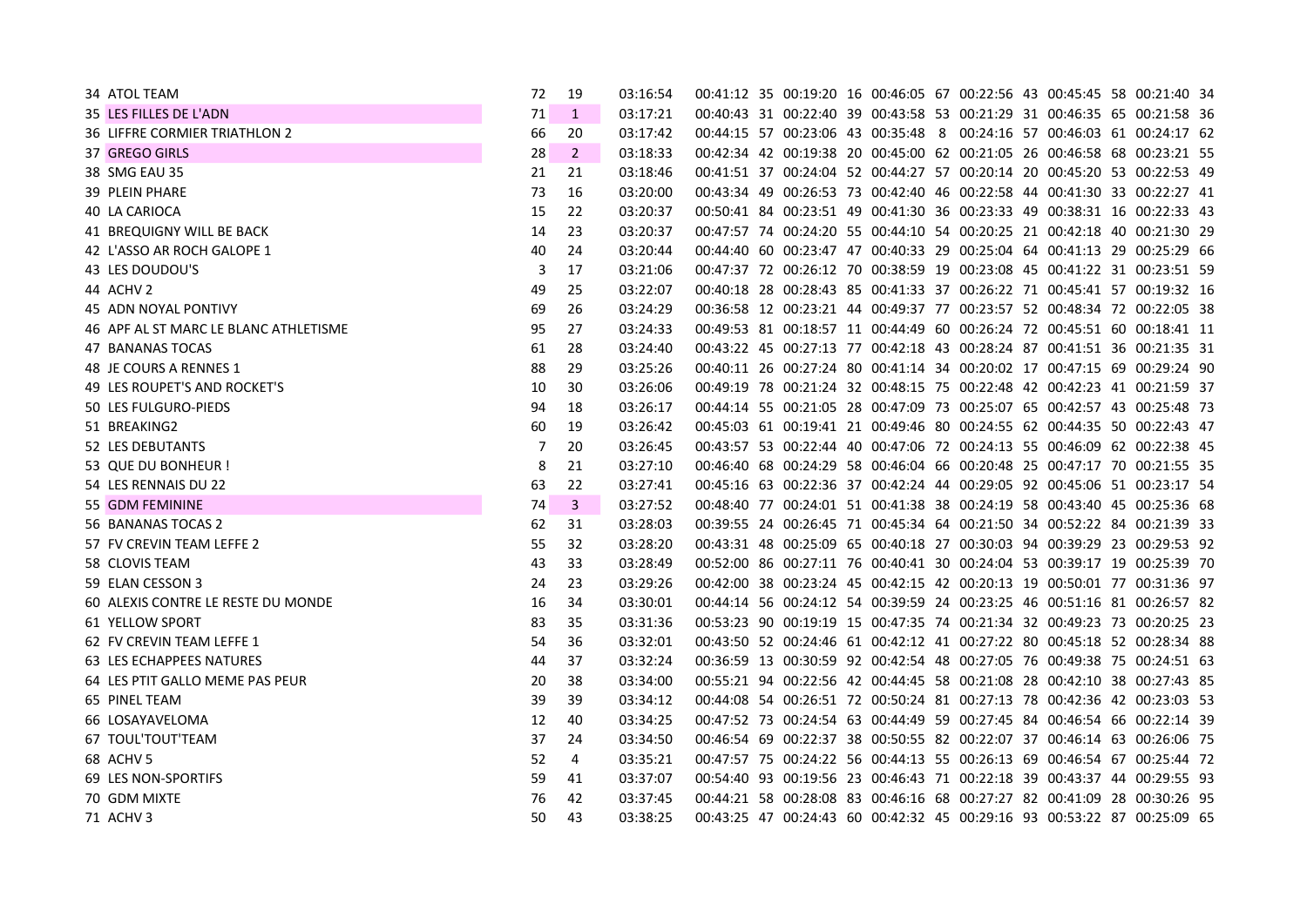| | | | | | | | | | | | | | | | | | |
|---|---|---|---|---|---|---|---|---|---|---|---|---|---|---|---|---|---|
| 34 | ATOL TEAM | 72 | 19 | 03:16:54 | 00:41:12 | 35 | 00:19:20 | 16 | 00:46:05 | 67 | 00:22:56 | 43 | 00:45:45 | 58 | 00:21:40 | 34 |
| 35 | LES FILLES DE L'ADN | 71 | 1 | 03:17:21 | 00:40:43 | 31 | 00:22:40 | 39 | 00:43:58 | 53 | 00:21:29 | 31 | 00:46:35 | 65 | 00:21:58 | 36 |
| 36 | LIFFRE CORMIER TRIATHLON 2 | 66 | 20 | 03:17:42 | 00:44:15 | 57 | 00:23:06 | 43 | 00:35:48 | 8 | 00:24:16 | 57 | 00:46:03 | 61 | 00:24:17 | 62 |
| 37 | GREGO GIRLS | 28 | 2 | 03:18:33 | 00:42:34 | 42 | 00:19:38 | 20 | 00:45:00 | 62 | 00:21:05 | 26 | 00:46:58 | 68 | 00:23:21 | 55 |
| 38 | SMG EAU 35 | 21 | 21 | 03:18:46 | 00:41:51 | 37 | 00:24:04 | 52 | 00:44:27 | 57 | 00:20:14 | 20 | 00:45:20 | 53 | 00:22:53 | 49 |
| 39 | PLEIN PHARE | 73 | 16 | 03:20:00 | 00:43:34 | 49 | 00:26:53 | 73 | 00:42:40 | 46 | 00:22:58 | 44 | 00:41:30 | 33 | 00:22:27 | 41 |
| 40 | LA CARIOCA | 15 | 22 | 03:20:37 | 00:50:41 | 84 | 00:23:51 | 49 | 00:41:30 | 36 | 00:23:33 | 49 | 00:38:31 | 16 | 00:22:33 | 43 |
| 41 | BREQUIGNY WILL BE BACK | 14 | 23 | 03:20:37 | 00:47:57 | 74 | 00:24:20 | 55 | 00:44:10 | 54 | 00:20:25 | 21 | 00:42:18 | 40 | 00:21:30 | 29 |
| 42 | L'ASSO AR ROCH GALOPE 1 | 40 | 24 | 03:20:44 | 00:44:40 | 60 | 00:23:47 | 47 | 00:40:33 | 29 | 00:25:04 | 64 | 00:41:13 | 29 | 00:25:29 | 66 |
| 43 | LES DOUDOU'S | 3 | 17 | 03:21:06 | 00:47:37 | 72 | 00:26:12 | 70 | 00:38:59 | 19 | 00:23:08 | 45 | 00:41:22 | 31 | 00:23:51 | 59 |
| 44 | ACHV 2 | 49 | 25 | 03:22:07 | 00:40:18 | 28 | 00:28:43 | 85 | 00:41:33 | 37 | 00:26:22 | 71 | 00:45:41 | 57 | 00:19:32 | 16 |
| 45 | ADN NOYAL PONTIVY | 69 | 26 | 03:24:29 | 00:36:58 | 12 | 00:23:21 | 44 | 00:49:37 | 77 | 00:23:57 | 52 | 00:48:34 | 72 | 00:22:05 | 38 |
| 46 | APF AL ST MARC LE BLANC ATHLETISME | 95 | 27 | 03:24:33 | 00:49:53 | 81 | 00:18:57 | 11 | 00:44:49 | 60 | 00:26:24 | 72 | 00:45:51 | 60 | 00:18:41 | 11 |
| 47 | BANANAS TOCAS | 61 | 28 | 03:24:40 | 00:43:22 | 45 | 00:27:13 | 77 | 00:42:18 | 43 | 00:28:24 | 87 | 00:41:52 | 36 | 00:21:35 | 31 |
| 48 | JE COURS A RENNES 1 | 88 | 29 | 03:25:26 | 00:40:11 | 26 | 00:27:24 | 80 | 00:41:14 | 34 | 00:20:02 | 17 | 00:47:15 | 69 | 00:29:24 | 90 |
| 49 | LES ROUPET'S AND ROCKET'S | 10 | 30 | 03:26:06 | 00:49:19 | 78 | 00:21:24 | 32 | 00:48:15 | 75 | 00:22:48 | 42 | 00:42:23 | 41 | 00:21:59 | 37 |
| 50 | LES FULGURO-PIEDS | 94 | 18 | 03:26:17 | 00:44:14 | 55 | 00:21:05 | 28 | 00:47:09 | 73 | 00:25:07 | 65 | 00:42:57 | 43 | 00:25:48 | 73 |
| 51 | BREAKING2 | 60 | 19 | 03:26:42 | 00:45:03 | 61 | 00:19:41 | 21 | 00:49:46 | 80 | 00:24:55 | 62 | 00:44:35 | 50 | 00:22:43 | 47 |
| 52 | LES DEBUTANTS | 7 | 20 | 03:26:45 | 00:43:57 | 53 | 00:22:44 | 40 | 00:47:06 | 72 | 00:24:13 | 55 | 00:46:09 | 62 | 00:22:38 | 45 |
| 53 | QUE DU BONHEUR ! | 8 | 21 | 03:27:10 | 00:46:40 | 68 | 00:24:29 | 58 | 00:46:04 | 66 | 00:20:48 | 25 | 00:47:17 | 70 | 00:21:55 | 35 |
| 54 | LES RENNAIS DU 22 | 63 | 22 | 03:27:41 | 00:45:16 | 63 | 00:22:36 | 37 | 00:42:24 | 44 | 00:29:05 | 92 | 00:45:06 | 51 | 00:23:17 | 54 |
| 55 | GDM FEMININE | 74 | 3 | 03:27:52 | 00:48:40 | 77 | 00:24:01 | 51 | 00:41:38 | 38 | 00:24:19 | 58 | 00:43:40 | 45 | 00:25:36 | 68 |
| 56 | BANANAS TOCAS 2 | 62 | 31 | 03:28:03 | 00:39:55 | 24 | 00:26:45 | 71 | 00:45:34 | 64 | 00:21:50 | 34 | 00:52:22 | 84 | 00:21:39 | 33 |
| 57 | FV CREVIN TEAM LEFFE 2 | 55 | 32 | 03:28:20 | 00:43:31 | 48 | 00:25:09 | 65 | 00:40:18 | 27 | 00:30:03 | 94 | 00:39:29 | 23 | 00:29:53 | 92 |
| 58 | CLOVIS TEAM | 43 | 33 | 03:28:49 | 00:52:00 | 86 | 00:27:11 | 76 | 00:40:41 | 30 | 00:24:04 | 53 | 00:39:17 | 19 | 00:25:39 | 70 |
| 59 | ELAN CESSON 3 | 24 | 23 | 03:29:26 | 00:42:00 | 38 | 00:23:24 | 45 | 00:42:15 | 42 | 00:20:13 | 19 | 00:50:01 | 77 | 00:31:36 | 97 |
| 60 | ALEXIS CONTRE LE RESTE DU MONDE | 16 | 34 | 03:30:01 | 00:44:14 | 56 | 00:24:12 | 54 | 00:39:59 | 24 | 00:23:25 | 46 | 00:51:16 | 81 | 00:26:57 | 82 |
| 61 | YELLOW SPORT | 83 | 35 | 03:31:36 | 00:53:23 | 90 | 00:19:19 | 15 | 00:47:35 | 74 | 00:21:34 | 32 | 00:49:23 | 73 | 00:20:25 | 23 |
| 62 | FV CREVIN TEAM LEFFE 1 | 54 | 36 | 03:32:01 | 00:43:50 | 52 | 00:24:46 | 61 | 00:42:12 | 41 | 00:27:22 | 80 | 00:45:18 | 52 | 00:28:34 | 88 |
| 63 | LES ECHAPPEES NATURES | 44 | 37 | 03:32:24 | 00:36:59 | 13 | 00:30:59 | 92 | 00:42:54 | 48 | 00:27:05 | 76 | 00:49:38 | 75 | 00:24:51 | 63 |
| 64 | LES PTIT GALLO MEME PAS PEUR | 20 | 38 | 03:34:00 | 00:55:21 | 94 | 00:22:56 | 42 | 00:44:45 | 58 | 00:21:08 | 28 | 00:42:10 | 38 | 00:27:43 | 85 |
| 65 | PINEL TEAM | 39 | 39 | 03:34:12 | 00:44:08 | 54 | 00:26:51 | 72 | 00:50:24 | 81 | 00:27:13 | 78 | 00:42:36 | 42 | 00:23:03 | 53 |
| 66 | LOSAYAVELOMA | 12 | 40 | 03:34:25 | 00:47:52 | 73 | 00:24:54 | 63 | 00:44:49 | 59 | 00:27:45 | 84 | 00:46:54 | 66 | 00:22:14 | 39 |
| 67 | TOUL'TOUT'TEAM | 37 | 24 | 03:34:50 | 00:46:54 | 69 | 00:22:37 | 38 | 00:50:55 | 82 | 00:22:07 | 37 | 00:46:14 | 63 | 00:26:06 | 75 |
| 68 | ACHV 5 | 52 | 4 | 03:35:21 | 00:47:57 | 75 | 00:24:22 | 56 | 00:44:13 | 55 | 00:26:13 | 69 | 00:46:54 | 67 | 00:25:44 | 72 |
| 69 | LES NON-SPORTIFS | 59 | 41 | 03:37:07 | 00:54:40 | 93 | 00:19:56 | 23 | 00:46:43 | 71 | 00:22:18 | 39 | 00:43:37 | 44 | 00:29:55 | 93 |
| 70 | GDM MIXTE | 76 | 42 | 03:37:45 | 00:44:21 | 58 | 00:28:08 | 83 | 00:46:16 | 68 | 00:27:27 | 82 | 00:41:09 | 28 | 00:30:26 | 95 |
| 71 | ACHV 3 | 50 | 43 | 03:38:25 | 00:43:25 | 47 | 00:24:43 | 60 | 00:42:32 | 45 | 00:29:16 | 93 | 00:53:22 | 87 | 00:25:09 | 65 |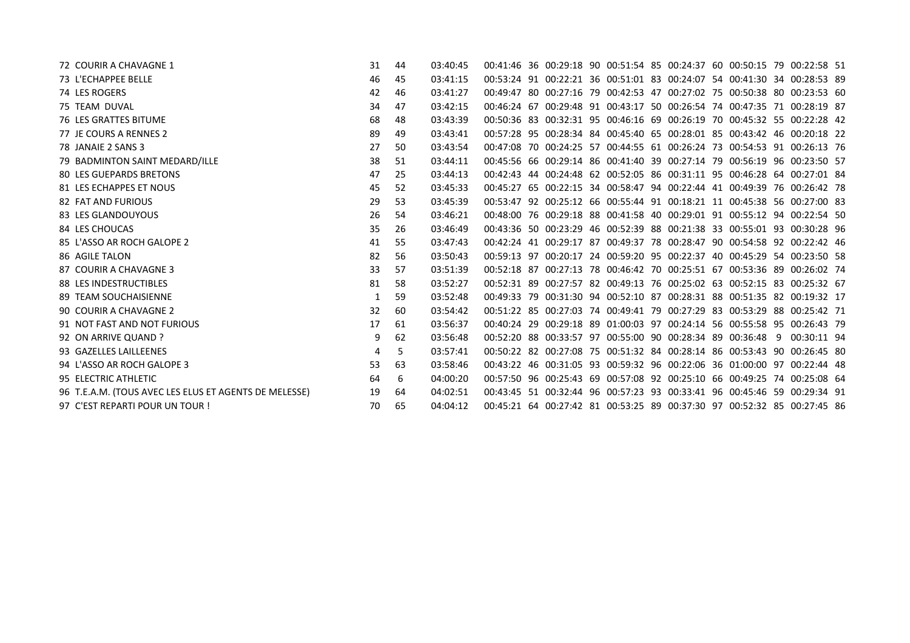| | | | | | | | | | | | | | | | |
|---|---|---|---|---|---|---|---|---|---|---|---|---|---|---|---|
| 72 | COURIR A CHAVAGNE 1 | 31 | 44 | 03:40:45 | 00:41:46 | 36 | 00:29:18 | 90 | 00:51:54 | 85 | 00:24:37 | 60 | 00:50:15 | 79 | 00:22:58 51 |
| 73 | L'ECHAPPEE BELLE | 46 | 45 | 03:41:15 | 00:53:24 | 91 | 00:22:21 | 36 | 00:51:01 | 83 | 00:24:07 | 54 | 00:41:30 | 34 | 00:28:53 89 |
| 74 | LES ROGERS | 42 | 46 | 03:41:27 | 00:49:47 | 80 | 00:27:16 | 79 | 00:42:53 | 47 | 00:27:02 | 75 | 00:50:38 | 80 | 00:23:53 60 |
| 75 | TEAM DUVAL | 34 | 47 | 03:42:15 | 00:46:24 | 67 | 00:29:48 | 91 | 00:43:17 | 50 | 00:26:54 | 74 | 00:47:35 | 71 | 00:28:19 87 |
| 76 | LES GRATTES BITUME | 68 | 48 | 03:43:39 | 00:50:36 | 83 | 00:32:31 | 95 | 00:46:16 | 69 | 00:26:19 | 70 | 00:45:32 | 55 | 00:22:28 42 |
| 77 | JE COURS A RENNES 2 | 89 | 49 | 03:43:41 | 00:57:28 | 95 | 00:28:34 | 84 | 00:45:40 | 65 | 00:28:01 | 85 | 00:43:42 | 46 | 00:20:18 22 |
| 78 | JANAIE 2 SANS 3 | 27 | 50 | 03:43:54 | 00:47:08 | 70 | 00:24:25 | 57 | 00:44:55 | 61 | 00:26:24 | 73 | 00:54:53 | 91 | 00:26:13 76 |
| 79 | BADMINTON SAINT MEDARD/ILLE | 38 | 51 | 03:44:11 | 00:45:56 | 66 | 00:29:14 | 86 | 00:41:40 | 39 | 00:27:14 | 79 | 00:56:19 | 96 | 00:23:50 57 |
| 80 | LES GUEPARDS BRETONS | 47 | 25 | 03:44:13 | 00:42:43 | 44 | 00:24:48 | 62 | 00:52:05 | 86 | 00:31:11 | 95 | 00:46:28 | 64 | 00:27:01 84 |
| 81 | LES ECHAPPES ET NOUS | 45 | 52 | 03:45:33 | 00:45:27 | 65 | 00:22:15 | 34 | 00:58:47 | 94 | 00:22:44 | 41 | 00:49:39 | 76 | 00:26:42 78 |
| 82 | FAT AND FURIOUS | 29 | 53 | 03:45:39 | 00:53:47 | 92 | 00:25:12 | 66 | 00:55:44 | 91 | 00:18:21 | 11 | 00:45:38 | 56 | 00:27:00 83 |
| 83 | LES GLANDOUYOUS | 26 | 54 | 03:46:21 | 00:48:00 | 76 | 00:29:18 | 88 | 00:41:58 | 40 | 00:29:01 | 91 | 00:55:12 | 94 | 00:22:54 50 |
| 84 | LES CHOUCAS | 35 | 26 | 03:46:49 | 00:43:36 | 50 | 00:23:29 | 46 | 00:52:39 | 88 | 00:21:38 | 33 | 00:55:01 | 93 | 00:30:28 96 |
| 85 | L'ASSO AR ROCH GALOPE 2 | 41 | 55 | 03:47:43 | 00:42:24 | 41 | 00:29:17 | 87 | 00:49:37 | 78 | 00:28:47 | 90 | 00:54:58 | 92 | 00:22:42 46 |
| 86 | AGILE TALON | 82 | 56 | 03:50:43 | 00:59:13 | 97 | 00:20:17 | 24 | 00:59:20 | 95 | 00:22:37 | 40 | 00:45:29 | 54 | 00:23:50 58 |
| 87 | COURIR A CHAVAGNE 3 | 33 | 57 | 03:51:39 | 00:52:18 | 87 | 00:27:13 | 78 | 00:46:42 | 70 | 00:25:51 | 67 | 00:53:36 | 89 | 00:26:02 74 |
| 88 | LES INDESTRUCTIBLES | 81 | 58 | 03:52:27 | 00:52:31 | 89 | 00:27:57 | 82 | 00:49:13 | 76 | 00:25:02 | 63 | 00:52:15 | 83 | 00:25:32 67 |
| 89 | TEAM SOUCHAISIENNE | 1 | 59 | 03:52:48 | 00:49:33 | 79 | 00:31:30 | 94 | 00:52:10 | 87 | 00:28:31 | 88 | 00:51:35 | 82 | 00:19:32 17 |
| 90 | COURIR A CHAVAGNE 2 | 32 | 60 | 03:54:42 | 00:51:22 | 85 | 00:27:03 | 74 | 00:49:41 | 79 | 00:27:29 | 83 | 00:53:29 | 88 | 00:25:42 71 |
| 91 | NOT FAST AND NOT FURIOUS | 17 | 61 | 03:56:37 | 00:40:24 | 29 | 00:29:18 | 89 | 01:00:03 | 97 | 00:24:14 | 56 | 00:55:58 | 95 | 00:26:43 79 |
| 92 | ON ARRIVE QUAND ? | 9 | 62 | 03:56:48 | 00:52:20 | 88 | 00:33:57 | 97 | 00:55:00 | 90 | 00:28:34 | 89 | 00:36:48 | 9 | 00:30:11 94 |
| 93 | GAZELLES LAILLEENES | 4 | 5 | 03:57:41 | 00:50:22 | 82 | 00:27:08 | 75 | 00:51:32 | 84 | 00:28:14 | 86 | 00:53:43 | 90 | 00:26:45 80 |
| 94 | L'ASSO AR ROCH GALOPE 3 | 53 | 63 | 03:58:46 | 00:43:22 | 46 | 00:31:05 | 93 | 00:59:32 | 96 | 00:22:06 | 36 | 01:00:00 | 97 | 00:22:44 48 |
| 95 | ELECTRIC ATHLETIC | 64 | 6 | 04:00:20 | 00:57:50 | 96 | 00:25:43 | 69 | 00:57:08 | 92 | 00:25:10 | 66 | 00:49:25 | 74 | 00:25:08 64 |
| 96 | T.E.A.M. (TOUS AVEC LES ELUS ET AGENTS DE MELESSE) | 19 | 64 | 04:02:51 | 00:43:45 | 51 | 00:32:44 | 96 | 00:57:23 | 93 | 00:33:41 | 96 | 00:45:46 | 59 | 00:29:34 91 |
| 97 | C'EST REPARTI POUR UN TOUR ! | 70 | 65 | 04:04:12 | 00:45:21 | 64 | 00:27:42 | 81 | 00:53:25 | 89 | 00:37:30 | 97 | 00:52:32 | 85 | 00:27:45 86 |